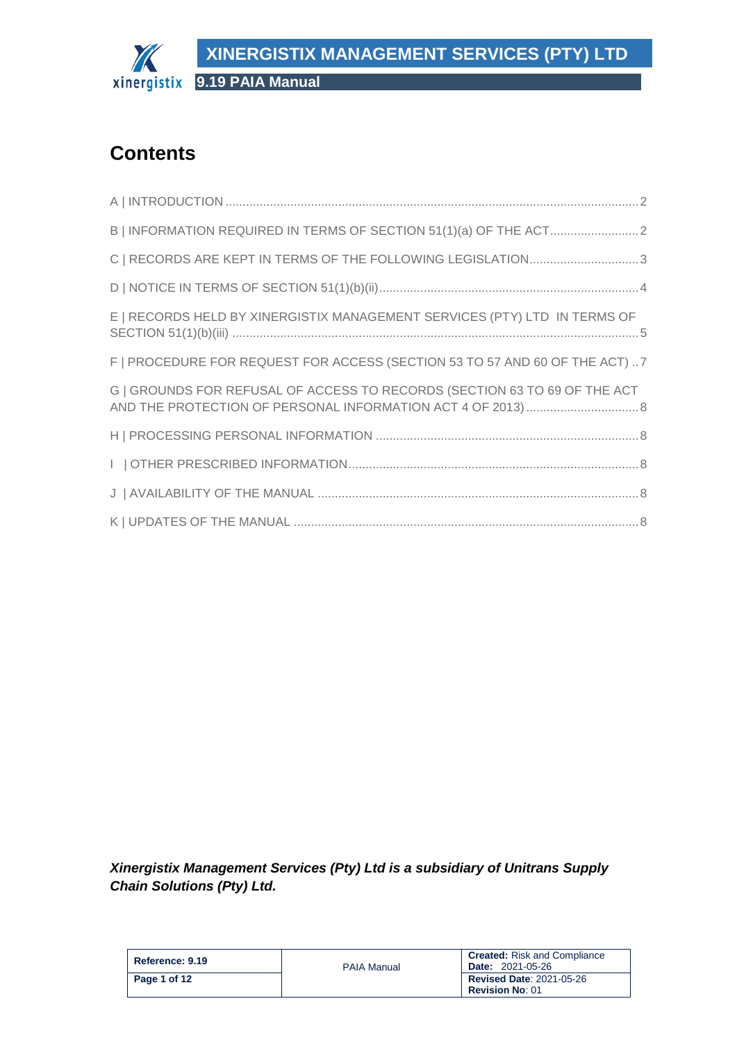# Contents

A | INTRODUCTION ........................................................................................................................ 2

B | INFORMATION REQUIRED IN TERMS OF SECTION 51(1)(a) OF THE ACT.......................... 2

C | RECORDS ARE KEPT IN TERMS OF THE FOLLOWING LEGISLATION................................ 3

D | NOTICE IN TERMS OF SECTION 51(1)(b)(ii)............................................................................ 4

E | RECORDS HELD BY XINERGISTIX MANAGEMENT SERVICES (PTY) LTD IN TERMS OF SECTION 51(1)(b)(iii) ...................................................................................................................... 5

F | PROCEDURE FOR REQUEST FOR ACCESS (SECTION 53 TO 57 AND 60 OF THE ACT) .. 7

G | GROUNDS FOR REFUSAL OF ACCESS TO RECORDS (SECTION 63 TO 69 OF THE ACT AND THE PROTECTION OF PERSONAL INFORMATION ACT 4 OF 2013) ................................. 8

H | PROCESSING PERSONAL INFORMATION ............................................................................ 8

I | OTHER PRESCRIBED INFORMATION..................................................................................... 8

J | AVAILABILITY OF THE MANUAL .............................................................................................. 8

K | UPDATES OF THE MANUAL ..................................................................................................... 8

***Xinergistix Management Services (Pty) Ltd is a subsidiary of Unitrans Supply Chain Solutions (Pty) Ltd.***

| Reference: 9.19 | PAIA Manual | Created: Risk and Compliance<br>Date: 2021-05-26 |
|---|---|---|
| | | Revised Date: 2021-05-26<br>Revision No: 01 |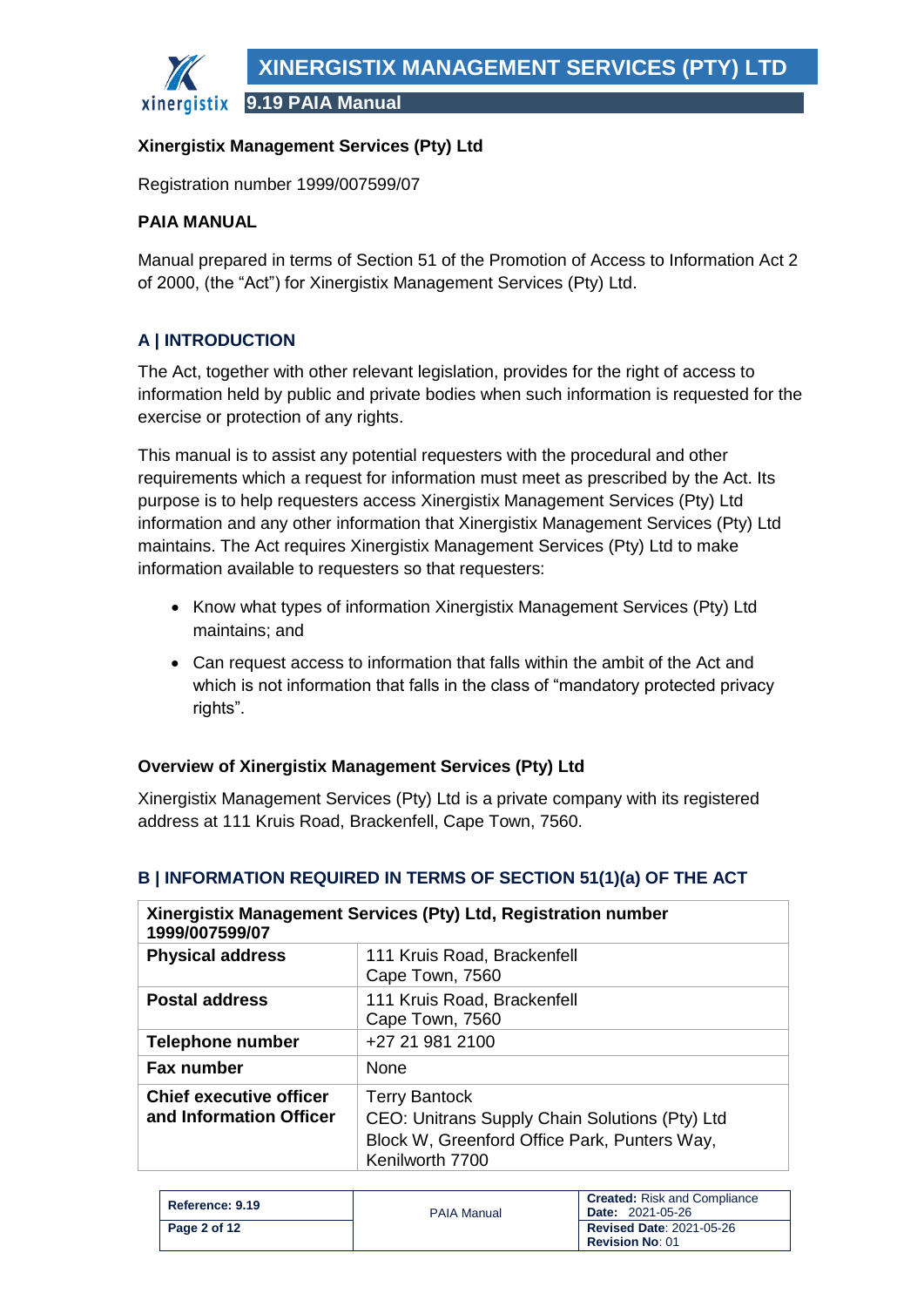**Xinergistix Management Services (Pty) Ltd**

Registration number 1999/007599/07

**PAIA MANUAL**

Manual prepared in terms of Section 51 of the Promotion of Access to Information Act 2 of 2000, (the "Act") for Xinergistix Management Services (Pty) Ltd.

## A | INTRODUCTION

The Act, together with other relevant legislation, provides for the right of access to information held by public and private bodies when such information is requested for the exercise or protection of any rights.

This manual is to assist any potential requesters with the procedural and other requirements which a request for information must meet as prescribed by the Act. Its purpose is to help requesters access Xinergistix Management Services (Pty) Ltd information and any other information that Xinergistix Management Services (Pty) Ltd maintains. The Act requires Xinergistix Management Services (Pty) Ltd to make information available to requesters so that requesters:

- Know what types of information Xinergistix Management Services (Pty) Ltd maintains; and
- Can request access to information that falls within the ambit of the Act and which is not information that falls in the class of "mandatory protected privacy rights".

### Overview of Xinergistix Management Services (Pty) Ltd

Xinergistix Management Services (Pty) Ltd is a private company with its registered address at 111 Kruis Road, Brackenfell, Cape Town, 7560.

## B | INFORMATION REQUIRED IN TERMS OF SECTION 51(1)(a) OF THE ACT

| Xinergistix Management Services (Pty) Ltd, Registration number 1999/007599/07 | |
|---|---|
| **Physical address** | 111 Kruis Road, Brackenfell<br>Cape Town, 7560 |
| **Postal address** | 111 Kruis Road, Brackenfell<br>Cape Town, 7560 |
| **Telephone number** | +27 21 981 2100 |
| **Fax number** | None |
| **Chief executive officer and Information Officer** | Terry Bantock<br>CEO: Unitrans Supply Chain Solutions (Pty) Ltd<br>Block W, Greenford Office Park, Punters Way, Kenilworth 7700 |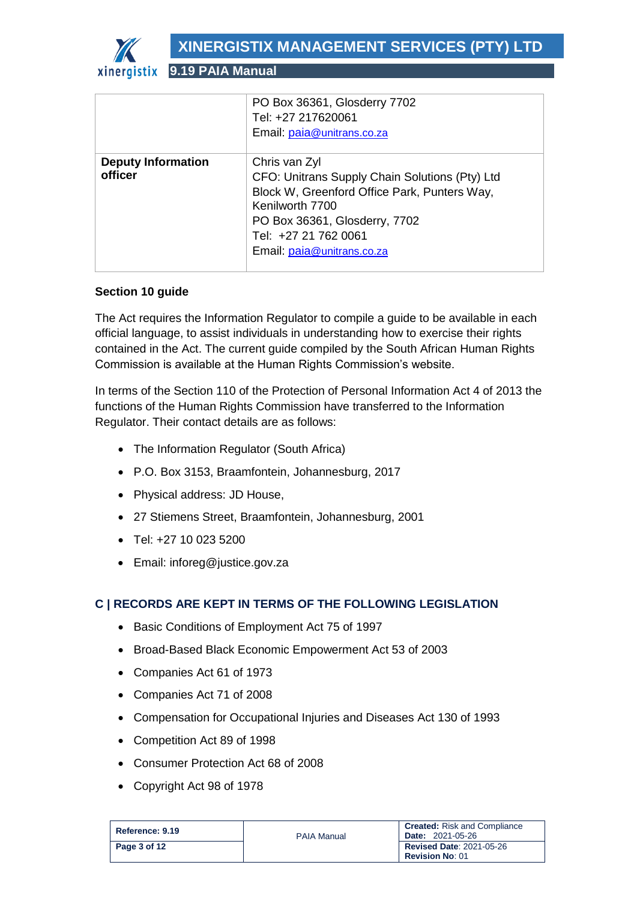| | |
|---|---|
| | PO Box 36361, Glosderry 7702<br>Tel: +27 217620061<br>Email: paia@unitrans.co.za |
| **Deputy Information officer** | Chris van Zyl<br>CFO: Unitrans Supply Chain Solutions (Pty) Ltd<br>Block W, Greenford Office Park, Punters Way, Kenilworth 7700<br>PO Box 36361, Glosderry, 7702<br>Tel: +27 21 762 0061<br>Email: paia@unitrans.co.za |

**Section 10 guide**

The Act requires the Information Regulator to compile a guide to be available in each official language, to assist individuals in understanding how to exercise their rights contained in the Act. The current guide compiled by the South African Human Rights Commission is available at the Human Rights Commission's website.

In terms of the Section 110 of the Protection of Personal Information Act 4 of 2013 the functions of the Human Rights Commission have transferred to the Information Regulator. Their contact details are as follows:

- The Information Regulator (South Africa)
- P.O. Box 3153, Braamfontein, Johannesburg, 2017
- Physical address: JD House,
- 27 Stiemens Street, Braamfontein, Johannesburg, 2001
- Tel: +27 10 023 5200
- Email: inforeg@justice.gov.za

## C | RECORDS ARE KEPT IN TERMS OF THE FOLLOWING LEGISLATION

- Basic Conditions of Employment Act 75 of 1997
- Broad-Based Black Economic Empowerment Act 53 of 2003
- Companies Act 61 of 1973
- Companies Act 71 of 2008
- Compensation for Occupational Injuries and Diseases Act 130 of 1993
- Competition Act 89 of 1998
- Consumer Protection Act 68 of 2008
- Copyright Act 98 of 1978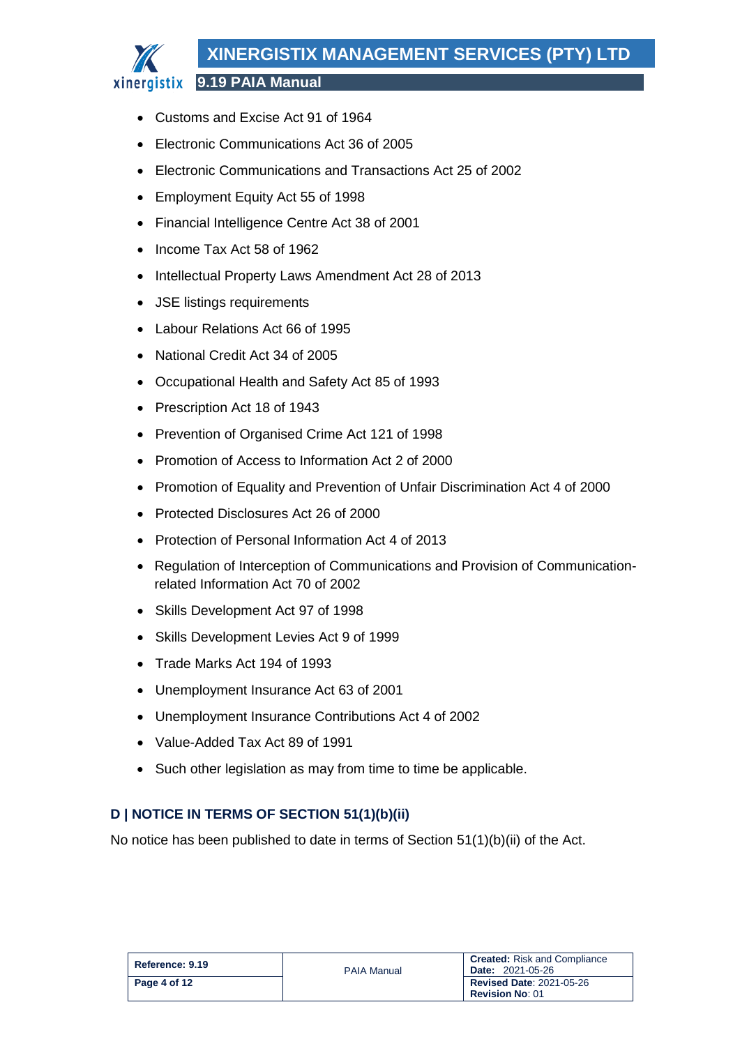- Customs and Excise Act 91 of 1964
- Electronic Communications Act 36 of 2005
- Electronic Communications and Transactions Act 25 of 2002
- Employment Equity Act 55 of 1998
- Financial Intelligence Centre Act 38 of 2001
- Income Tax Act 58 of 1962
- Intellectual Property Laws Amendment Act 28 of 2013
- JSE listings requirements
- Labour Relations Act 66 of 1995
- National Credit Act 34 of 2005
- Occupational Health and Safety Act 85 of 1993
- Prescription Act 18 of 1943
- Prevention of Organised Crime Act 121 of 1998
- Promotion of Access to Information Act 2 of 2000
- Promotion of Equality and Prevention of Unfair Discrimination Act 4 of 2000
- Protected Disclosures Act 26 of 2000
- Protection of Personal Information Act 4 of 2013
- Regulation of Interception of Communications and Provision of Communication-related Information Act 70 of 2002
- Skills Development Act 97 of 1998
- Skills Development Levies Act 9 of 1999
- Trade Marks Act 194 of 1993
- Unemployment Insurance Act 63 of 2001
- Unemployment Insurance Contributions Act 4 of 2002
- Value-Added Tax Act 89 of 1991
- Such other legislation as may from time to time be applicable.

## D | NOTICE IN TERMS OF SECTION 51(1)(b)(ii)

No notice has been published to date in terms of Section 51(1)(b)(ii) of the Act.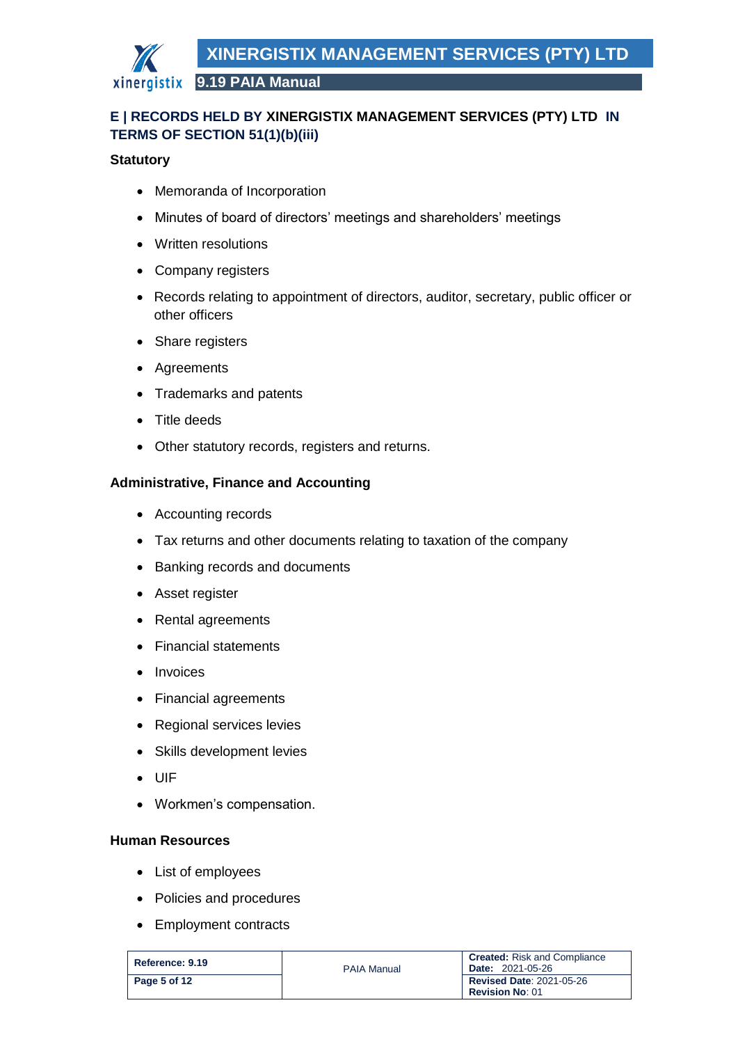## E | RECORDS HELD BY XINERGISTIX MANAGEMENT SERVICES (PTY) LTD IN TERMS OF SECTION 51(1)(b)(iii)

**Statutory**

- Memoranda of Incorporation
- Minutes of board of directors' meetings and shareholders' meetings
- Written resolutions
- Company registers
- Records relating to appointment of directors, auditor, secretary, public officer or other officers
- Share registers
- Agreements
- Trademarks and patents
- Title deeds
- Other statutory records, registers and returns.

**Administrative, Finance and Accounting**

- Accounting records
- Tax returns and other documents relating to taxation of the company
- Banking records and documents
- Asset register
- Rental agreements
- Financial statements
- Invoices
- Financial agreements
- Regional services levies
- Skills development levies
- UIF
- Workmen's compensation.

**Human Resources**

- List of employees
- Policies and procedures
- Employment contracts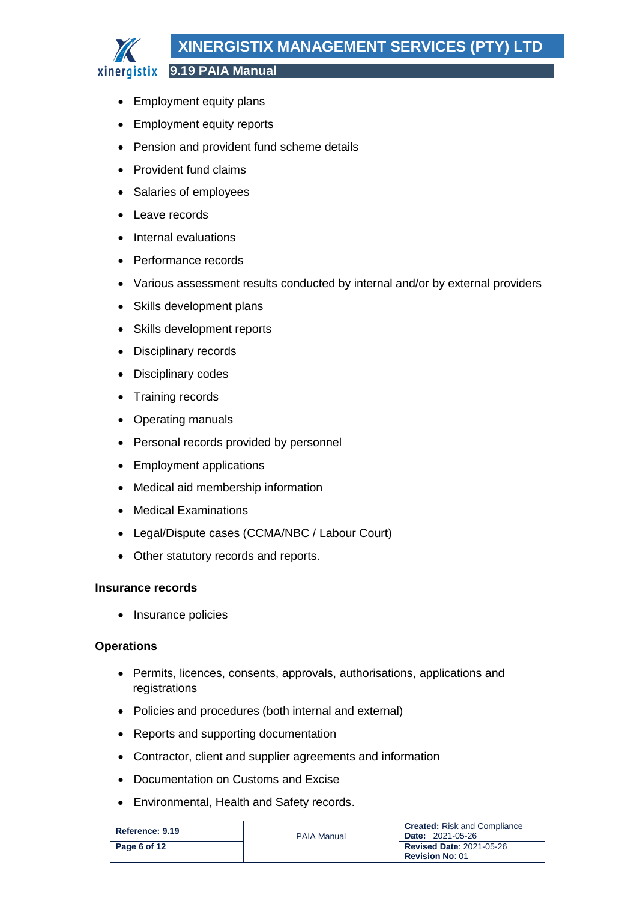- Employment equity plans
- Employment equity reports
- Pension and provident fund scheme details
- Provident fund claims
- Salaries of employees
- Leave records
- Internal evaluations
- Performance records
- Various assessment results conducted by internal and/or by external providers
- Skills development plans
- Skills development reports
- Disciplinary records
- Disciplinary codes
- Training records
- Operating manuals
- Personal records provided by personnel
- Employment applications
- Medical aid membership information
- Medical Examinations
- Legal/Dispute cases (CCMA/NBC / Labour Court)
- Other statutory records and reports.

**Insurance records**

- Insurance policies

**Operations**

- Permits, licences, consents, approvals, authorisations, applications and registrations
- Policies and procedures (both internal and external)
- Reports and supporting documentation
- Contractor, client and supplier agreements and information
- Documentation on Customs and Excise
- Environmental, Health and Safety records.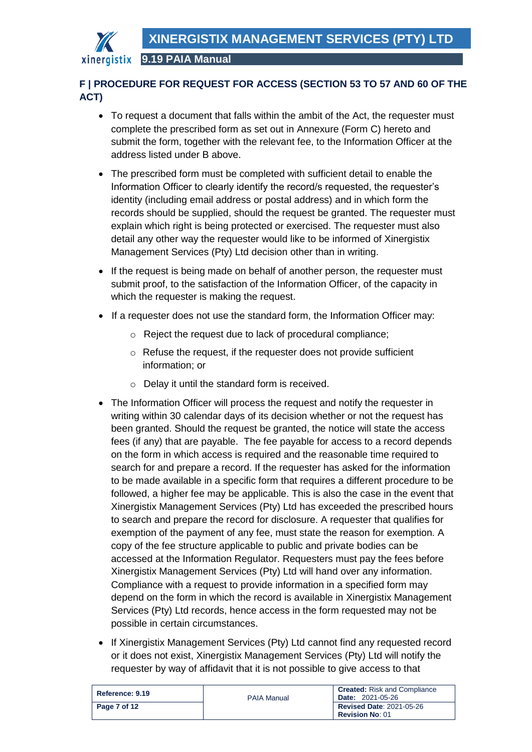## F | PROCEDURE FOR REQUEST FOR ACCESS (SECTION 53 TO 57 AND 60 OF THE ACT)

- To request a document that falls within the ambit of the Act, the requester must complete the prescribed form as set out in Annexure (Form C) hereto and submit the form, together with the relevant fee, to the Information Officer at the address listed under B above.
- The prescribed form must be completed with sufficient detail to enable the Information Officer to clearly identify the record/s requested, the requester's identity (including email address or postal address) and in which form the records should be supplied, should the request be granted. The requester must explain which right is being protected or exercised. The requester must also detail any other way the requester would like to be informed of Xinergistix Management Services (Pty) Ltd decision other than in writing.
- If the request is being made on behalf of another person, the requester must submit proof, to the satisfaction of the Information Officer, of the capacity in which the requester is making the request.
- If a requester does not use the standard form, the Information Officer may:
  - Reject the request due to lack of procedural compliance;
  - Refuse the request, if the requester does not provide sufficient information; or
  - Delay it until the standard form is received.
- The Information Officer will process the request and notify the requester in writing within 30 calendar days of its decision whether or not the request has been granted. Should the request be granted, the notice will state the access fees (if any) that are payable. The fee payable for access to a record depends on the form in which access is required and the reasonable time required to search for and prepare a record. If the requester has asked for the information to be made available in a specific form that requires a different procedure to be followed, a higher fee may be applicable. This is also the case in the event that Xinergistix Management Services (Pty) Ltd has exceeded the prescribed hours to search and prepare the record for disclosure. A requester that qualifies for exemption of the payment of any fee, must state the reason for exemption. A copy of the fee structure applicable to public and private bodies can be accessed at the Information Regulator. Requesters must pay the fees before Xinergistix Management Services (Pty) Ltd will hand over any information. Compliance with a request to provide information in a specified form may depend on the form in which the record is available in Xinergistix Management Services (Pty) Ltd records, hence access in the form requested may not be possible in certain circumstances.
- If Xinergistix Management Services (Pty) Ltd cannot find any requested record or it does not exist, Xinergistix Management Services (Pty) Ltd will notify the requester by way of affidavit that it is not possible to give access to that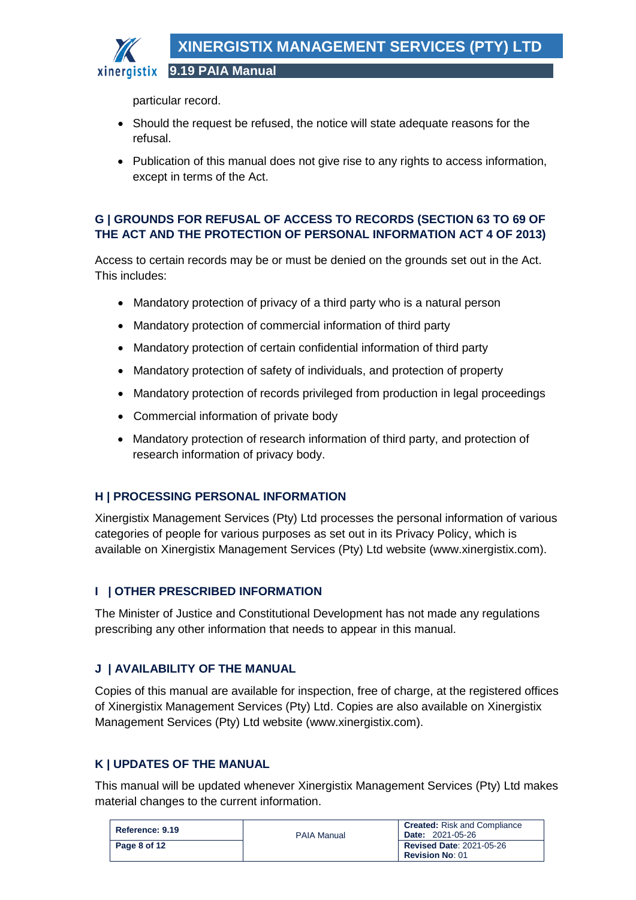particular record.

- Should the request be refused, the notice will state adequate reasons for the refusal.
- Publication of this manual does not give rise to any rights to access information, except in terms of the Act.

## G | GROUNDS FOR REFUSAL OF ACCESS TO RECORDS (SECTION 63 TO 69 OF THE ACT AND THE PROTECTION OF PERSONAL INFORMATION ACT 4 OF 2013)

Access to certain records may be or must be denied on the grounds set out in the Act. This includes:

- Mandatory protection of privacy of a third party who is a natural person
- Mandatory protection of commercial information of third party
- Mandatory protection of certain confidential information of third party
- Mandatory protection of safety of individuals, and protection of property
- Mandatory protection of records privileged from production in legal proceedings
- Commercial information of private body
- Mandatory protection of research information of third party, and protection of research information of privacy body.

## H | PROCESSING PERSONAL INFORMATION

Xinergistix Management Services (Pty) Ltd processes the personal information of various categories of people for various purposes as set out in its Privacy Policy, which is available on Xinergistix Management Services (Pty) Ltd website (www.xinergistix.com).

## I | OTHER PRESCRIBED INFORMATION

The Minister of Justice and Constitutional Development has not made any regulations prescribing any other information that needs to appear in this manual.

## J | AVAILABILITY OF THE MANUAL

Copies of this manual are available for inspection, free of charge, at the registered offices of Xinergistix Management Services (Pty) Ltd. Copies are also available on Xinergistix Management Services (Pty) Ltd website (www.xinergistix.com).

## K | UPDATES OF THE MANUAL

This manual will be updated whenever Xinergistix Management Services (Pty) Ltd makes material changes to the current information.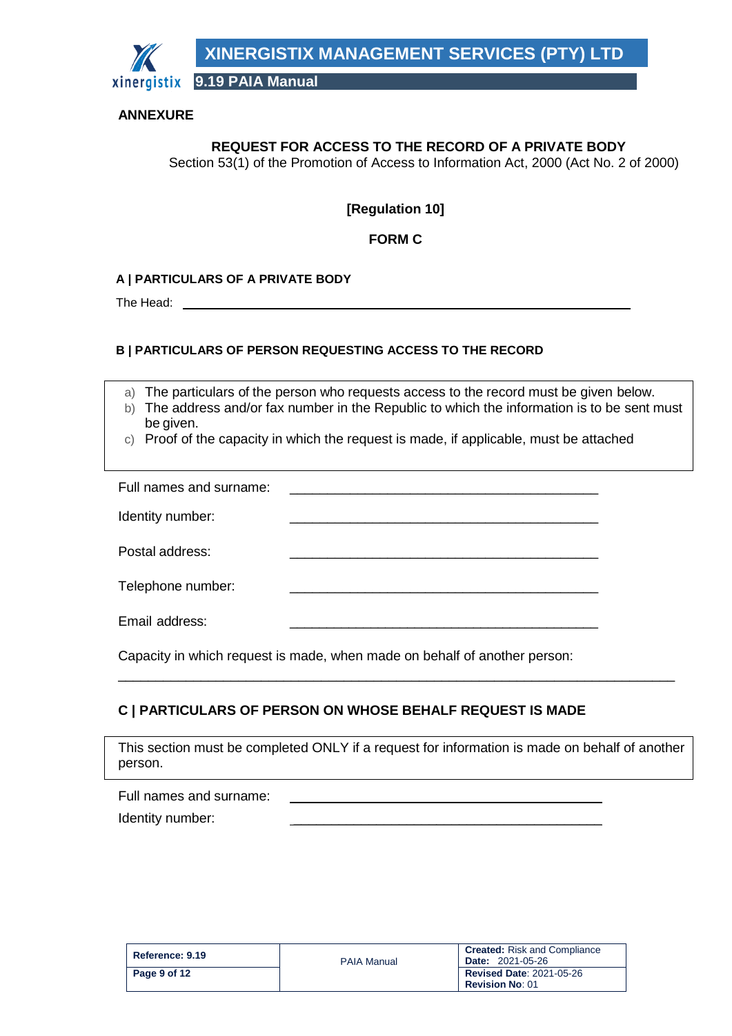**ANNEXURE**

**REQUEST FOR ACCESS TO THE RECORD OF A PRIVATE BODY**

Section 53(1) of the Promotion of Access to Information Act, 2000 (Act No. 2 of 2000)

**[Regulation 10]**

**FORM C**

**A | PARTICULARS OF A PRIVATE BODY**

The Head: ______________________________________________

**B | PARTICULARS OF PERSON REQUESTING ACCESS TO THE RECORD**

a) The particulars of the person who requests access to the record must be given below.
b) The address and/or fax number in the Republic to which the information is to be sent must be given.
c) Proof of the capacity in which the request is made, if applicable, must be attached

Full names and surname: ___________________________________________

Identity number: ___________________________________________

Postal address: ___________________________________________

Telephone number: ___________________________________________

Email address: ___________________________________________

Capacity in which request is made, when made on behalf of another person:

_____________________________________________________________________________

**C | PARTICULARS OF PERSON ON WHOSE BEHALF REQUEST IS MADE**

This section must be completed ONLY if a request for information is made on behalf of another person.

Full names and surname: ___________________________________________

Identity number: ___________________________________________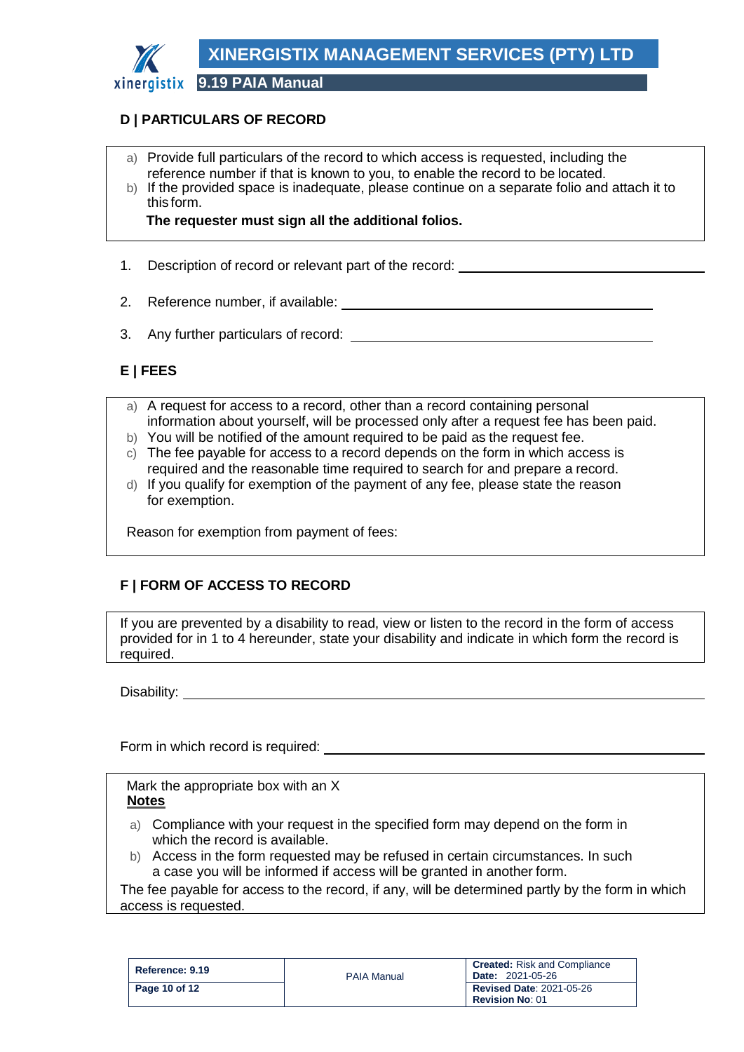## D | PARTICULARS OF RECORD

a) Provide full particulars of the record to which access is requested, including the reference number if that is known to you, to enable the record to be located.
b) If the provided space is inadequate, please continue on a separate folio and attach it to this form.

**The requester must sign all the additional folios.**

1. Description of record or relevant part of the record: ______________________________

2. Reference number, if available: ______________________________

3. Any further particulars of record: ______________________________

## E | FEES

a) A request for access to a record, other than a record containing personal information about yourself, will be processed only after a request fee has been paid.
b) You will be notified of the amount required to be paid as the request fee.
c) The fee payable for access to a record depends on the form in which access is required and the reasonable time required to search for and prepare a record.
d) If you qualify for exemption of the payment of any fee, please state the reason for exemption.

Reason for exemption from payment of fees:

## F | FORM OF ACCESS TO RECORD

If you are prevented by a disability to read, view or listen to the record in the form of access provided for in 1 to 4 hereunder, state your disability and indicate in which form the record is required.

Disability: ______________________________

Form in which record is required: ______________________________

Mark the appropriate box with an X

**Notes**

a) Compliance with your request in the specified form may depend on the form in which the record is available.
b) Access in the form requested may be refused in certain circumstances. In such a case you will be informed if access will be granted in another form.

The fee payable for access to the record, if any, will be determined partly by the form in which access is requested.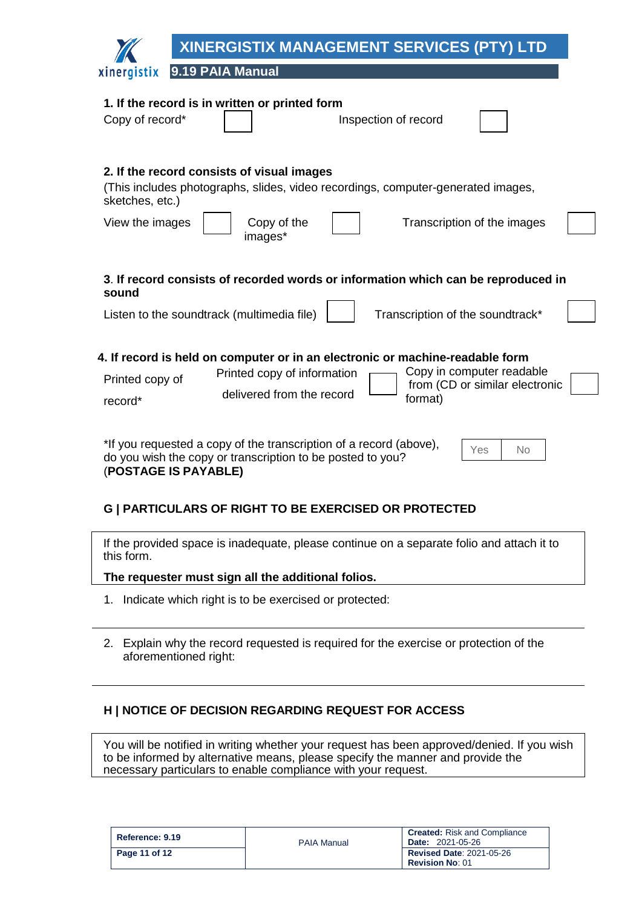**1. If the record is in written or printed form**

| Copy of record* | ☐ | Inspection of record | ☐ |
|---|---|---|---|

**2. If the record consists of visual images**

(This includes photographs, slides, video recordings, computer-generated images, sketches, etc.)

| View the images | ☐ | Copy of the images* | ☐ | Transcription of the images | ☐ |
|---|---|---|---|---|---|

**3. If record consists of recorded words or information which can be reproduced in sound**

| Listen to the soundtrack (multimedia file) | ☐ | Transcription of the soundtrack* | ☐ |
|---|---|---|---|

**4. If record is held on computer or in an electronic or machine-readable form**

| Printed copy of record* | Printed copy of information delivered from the record | ☐ | Copy in computer readable from (CD or similar electronic format) | ☐ |
|---|---|---|---|---|

*If you requested a copy of the transcription of a record (above), do you wish the copy or transcription to be posted to you? (**POSTAGE IS PAYABLE)**

| Yes | No |
|---|---|

## G | PARTICULARS OF RIGHT TO BE EXERCISED OR PROTECTED

If the provided space is inadequate, please continue on a separate folio and attach it to this form.

**The requester must sign all the additional folios.**

1. Indicate which right is to be exercised or protected:

---

2. Explain why the record requested is required for the exercise or protection of the aforementioned right:

---

## H | NOTICE OF DECISION REGARDING REQUEST FOR ACCESS

You will be notified in writing whether your request has been approved/denied. If you wish to be informed by alternative means, please specify the manner and provide the necessary particulars to enable compliance with your request.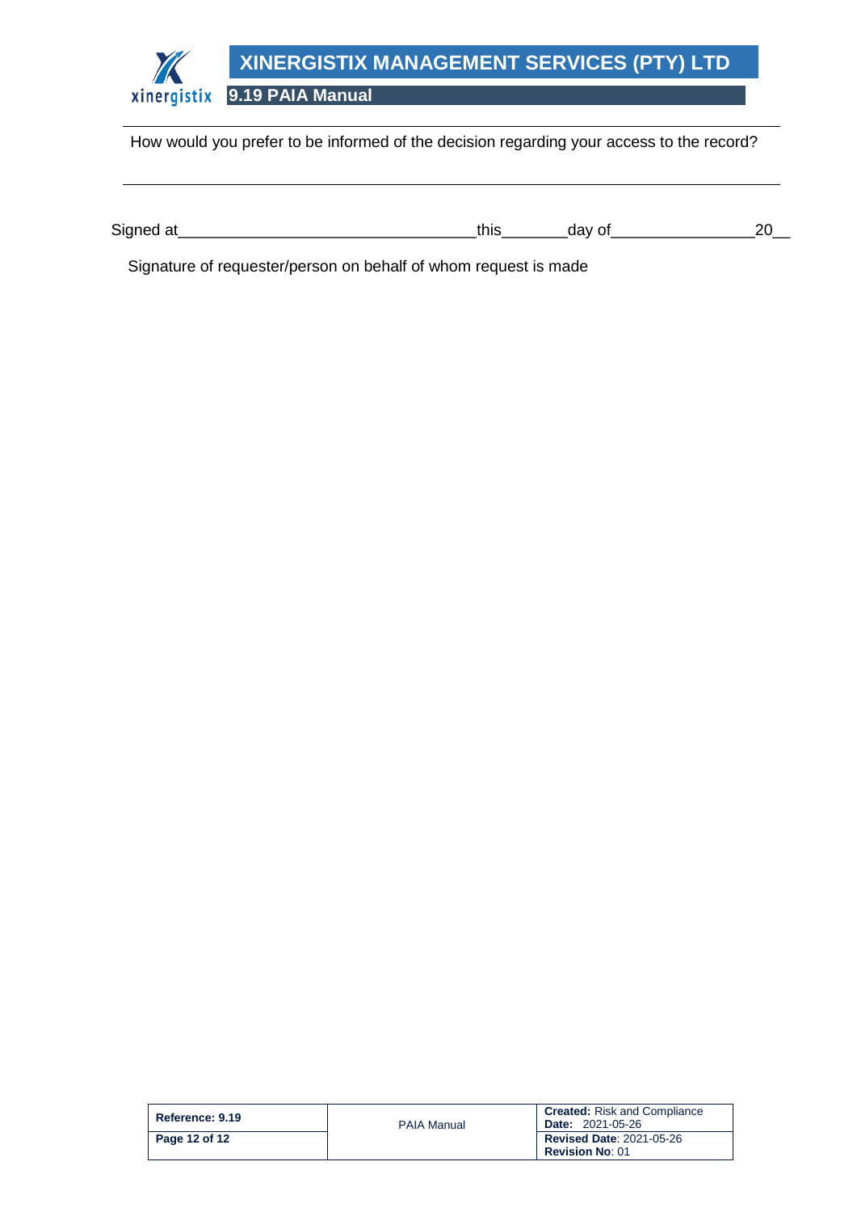How would you prefer to be informed of the decision regarding your access to the record?

---

Signed at_________________________________this_______day of________________20__

Signature of requester/person on behalf of whom request is made